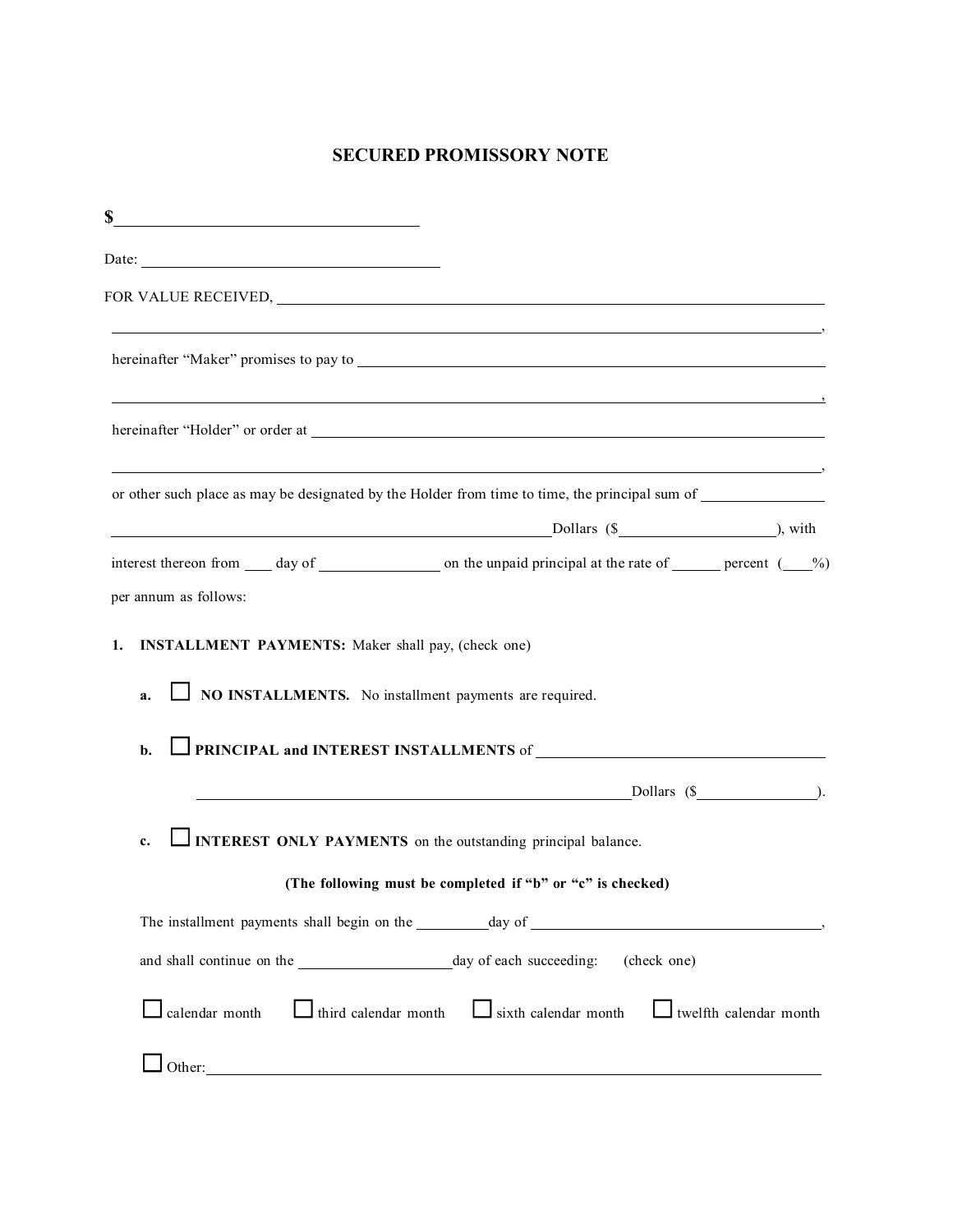# SECURED PROMISSORY NOTE

**$**\_\_\_\_\_\_\_\_\_\_\_\_\_\_\_\_\_\_\_\_\_\_\_\_\_\_\_\_\_\_\_\_\_\_\_\_

Date: \_\_\_\_\_\_\_\_\_\_\_\_\_\_\_\_\_\_\_\_\_\_\_\_\_\_\_\_\_\_\_\_\_\_\_\_

FOR VALUE RECEIVED, \_\_\_\_\_\_\_\_\_\_\_\_\_\_\_\_\_\_\_\_\_\_\_\_\_\_\_\_\_\_\_\_\_\_\_\_\_\_\_\_\_\_\_\_\_\_\_\_\_\_\_\_\_\_\_\_\_\_\_\_\_\_\_\_

\_\_\_\_\_\_\_\_\_\_\_\_\_\_\_\_\_\_\_\_\_\_\_\_\_\_\_\_\_\_\_\_\_\_\_\_\_\_\_\_\_\_\_\_\_\_\_\_\_\_\_\_\_\_\_\_\_\_\_\_\_\_\_\_\_\_\_\_\_\_\_\_\_\_\_\_\_\_\_\_\_\_,

hereinafter "Maker" promises to pay to \_\_\_\_\_\_\_\_\_\_\_\_\_\_\_\_\_\_\_\_\_\_\_\_\_\_\_\_\_\_\_\_\_\_\_\_\_\_\_\_\_\_\_\_\_\_\_\_\_\_

\_\_\_\_\_\_\_\_\_\_\_\_\_\_\_\_\_\_\_\_\_\_\_\_\_\_\_\_\_\_\_\_\_\_\_\_\_\_\_\_\_\_\_\_\_\_\_\_\_\_\_\_\_\_\_\_\_\_\_\_\_\_\_\_\_\_\_\_\_\_\_\_\_\_\_\_\_\_\_\_\_\_,

hereinafter "Holder" or order at \_\_\_\_\_\_\_\_\_\_\_\_\_\_\_\_\_\_\_\_\_\_\_\_\_\_\_\_\_\_\_\_\_\_\_\_\_\_\_\_\_\_\_\_\_\_\_\_\_\_\_\_\_\_\_\_\_\_

\_\_\_\_\_\_\_\_\_\_\_\_\_\_\_\_\_\_\_\_\_\_\_\_\_\_\_\_\_\_\_\_\_\_\_\_\_\_\_\_\_\_\_\_\_\_\_\_\_\_\_\_\_\_\_\_\_\_\_\_\_\_\_\_\_\_\_\_\_\_\_\_\_\_\_\_\_\_\_\_\_\_,

or other such place as may be designated by the Holder from time to time, the principal sum of \_\_\_\_\_\_\_\_\_\_\_\_\_\_\_\_

\_\_\_\_\_\_\_\_\_\_\_\_\_\_\_\_\_\_\_\_\_\_\_\_\_\_\_\_\_\_\_\_\_\_\_\_\_\_\_\_\_\_\_\_\_\_\_\_\_\_\_\_\_\_\_\_Dollars ($\_\_\_\_\_\_\_\_\_\_\_\_\_\_\_\_\_\_\_\_), with

interest thereon from \_\_\_\_ day of \_\_\_\_\_\_\_\_\_\_\_\_\_\_\_\_ on the unpaid principal at the rate of \_\_\_\_\_\_ percent (\_\_\_\_%) per annum as follows:

**1. INSTALLMENT PAYMENTS:** Maker shall pay, (check one)

**a.** ☐ **NO INSTALLMENTS.** No installment payments are required.

**b.** ☐ **PRINCIPAL and INTEREST INSTALLMENTS** of \_\_\_\_\_\_\_\_\_\_\_\_\_\_\_\_\_\_\_\_\_\_\_\_\_\_\_\_\_\_\_\_\_\_\_\_\_\_\_\_

\_\_\_\_\_\_\_\_\_\_\_\_\_\_\_\_\_\_\_\_\_\_\_\_\_\_\_\_\_\_\_\_\_\_\_\_\_\_\_\_\_\_\_\_\_\_\_\_\_\_\_\_\_\_\_\_\_Dollars ($\_\_\_\_\_\_\_\_\_\_\_\_\_\_\_\_).

**c.** ☐ **INTEREST ONLY PAYMENTS** on the outstanding principal balance.

**(The following must be completed if "b" or "c" is checked)**

The installment payments shall begin on the \_\_\_\_\_\_\_\_\_\_day of \_\_\_\_\_\_\_\_\_\_\_\_\_\_\_\_\_\_\_\_\_\_\_\_\_\_\_\_\_\_\_\_\_\_\_\_\_\_\_\_,

and shall continue on the \_\_\_\_\_\_\_\_\_\_\_\_\_\_\_\_\_\_\_\_day of each succeeding: (check one)

☐ calendar month ☐ third calendar month ☐ sixth calendar month ☐ twelfth calendar month

☐ Other: \_\_\_\_\_\_\_\_\_\_\_\_\_\_\_\_\_\_\_\_\_\_\_\_\_\_\_\_\_\_\_\_\_\_\_\_\_\_\_\_\_\_\_\_\_\_\_\_\_\_\_\_\_\_\_\_\_\_\_\_\_\_\_\_\_\_\_\_\_\_\_\_\_\_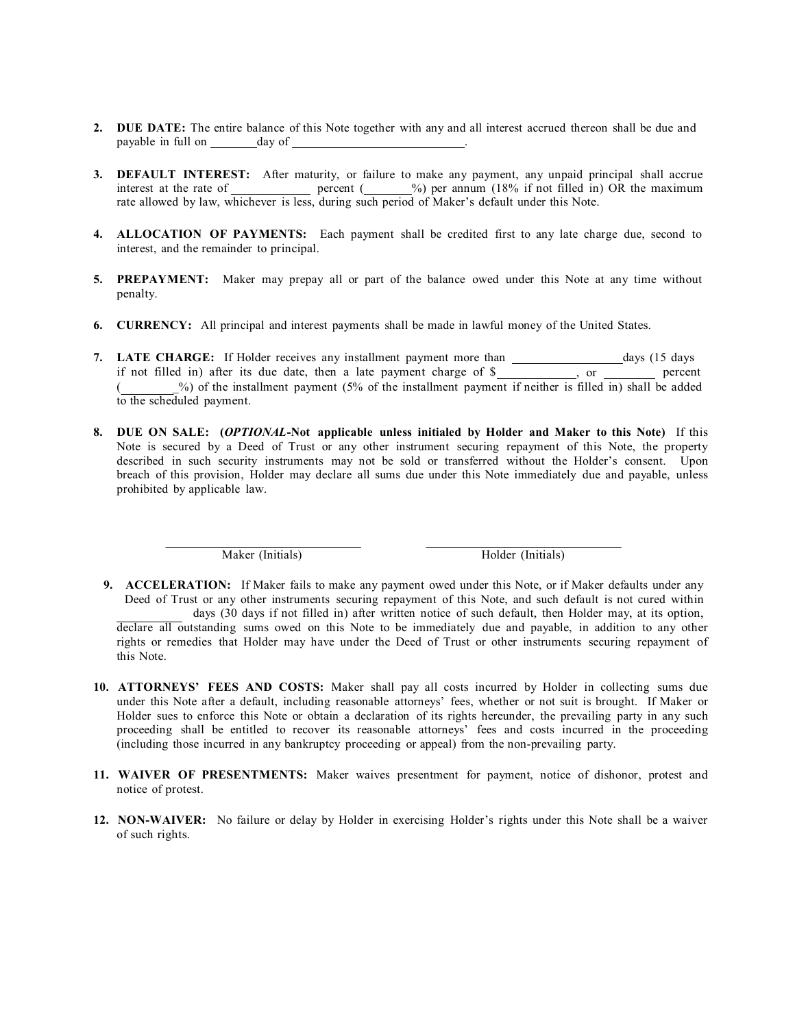2. **DUE DATE:** The entire balance of this Note together with any and all interest accrued thereon shall be due and payable in full on ________day of ____________________________.

3. **DEFAULT INTEREST:** After maturity, or failure to make any payment, any unpaid principal shall accrue interest at the rate of ____________ percent (_______%) per annum (18% if not filled in) OR the maximum rate allowed by law, whichever is less, during such period of Maker's default under this Note.

4. **ALLOCATION OF PAYMENTS:** Each payment shall be credited first to any late charge due, second to interest, and the remainder to principal.

5. **PREPAYMENT:** Maker may prepay all or part of the balance owed under this Note at any time without penalty.

6. **CURRENCY:** All principal and interest payments shall be made in lawful money of the United States.

7. **LATE CHARGE:** If Holder receives any installment payment more than __________________days (15 days if not filled in) after its due date, then a late payment charge of $____________, or ________ percent (________%) of the installment payment (5% of the installment payment if neither is filled in) shall be added to the scheduled payment.

8. **DUE ON SALE: (*OPTIONAL*-Not applicable unless initialed by Holder and Maker to this Note)** If this Note is secured by a Deed of Trust or any other instrument securing repayment of this Note, the property described in such security instruments may not be sold or transferred without the Holder's consent. Upon breach of this provision, Holder may declare all sums due under this Note immediately due and payable, unless prohibited by applicable law.

| ____________________________ | ____________________________ |
|---|---|
| Maker (Initials) | Holder (Initials) |

9. **ACCELERATION:** If Maker fails to make any payment owed under this Note, or if Maker defaults under any Deed of Trust or any other instruments securing repayment of this Note, and such default is not cured within __________ days (30 days if not filled in) after written notice of such default, then Holder may, at its option, declare all outstanding sums owed on this Note to be immediately due and payable, in addition to any other rights or remedies that Holder may have under the Deed of Trust or other instruments securing repayment of this Note.

10. **ATTORNEYS' FEES AND COSTS:** Maker shall pay all costs incurred by Holder in collecting sums due under this Note after a default, including reasonable attorneys' fees, whether or not suit is brought. If Maker or Holder sues to enforce this Note or obtain a declaration of its rights hereunder, the prevailing party in any such proceeding shall be entitled to recover its reasonable attorneys' fees and costs incurred in the proceeding (including those incurred in any bankruptcy proceeding or appeal) from the non-prevailing party.

11. **WAIVER OF PRESENTMENTS:** Maker waives presentment for payment, notice of dishonor, protest and notice of protest.

12. **NON-WAIVER:** No failure or delay by Holder in exercising Holder's rights under this Note shall be a waiver of such rights.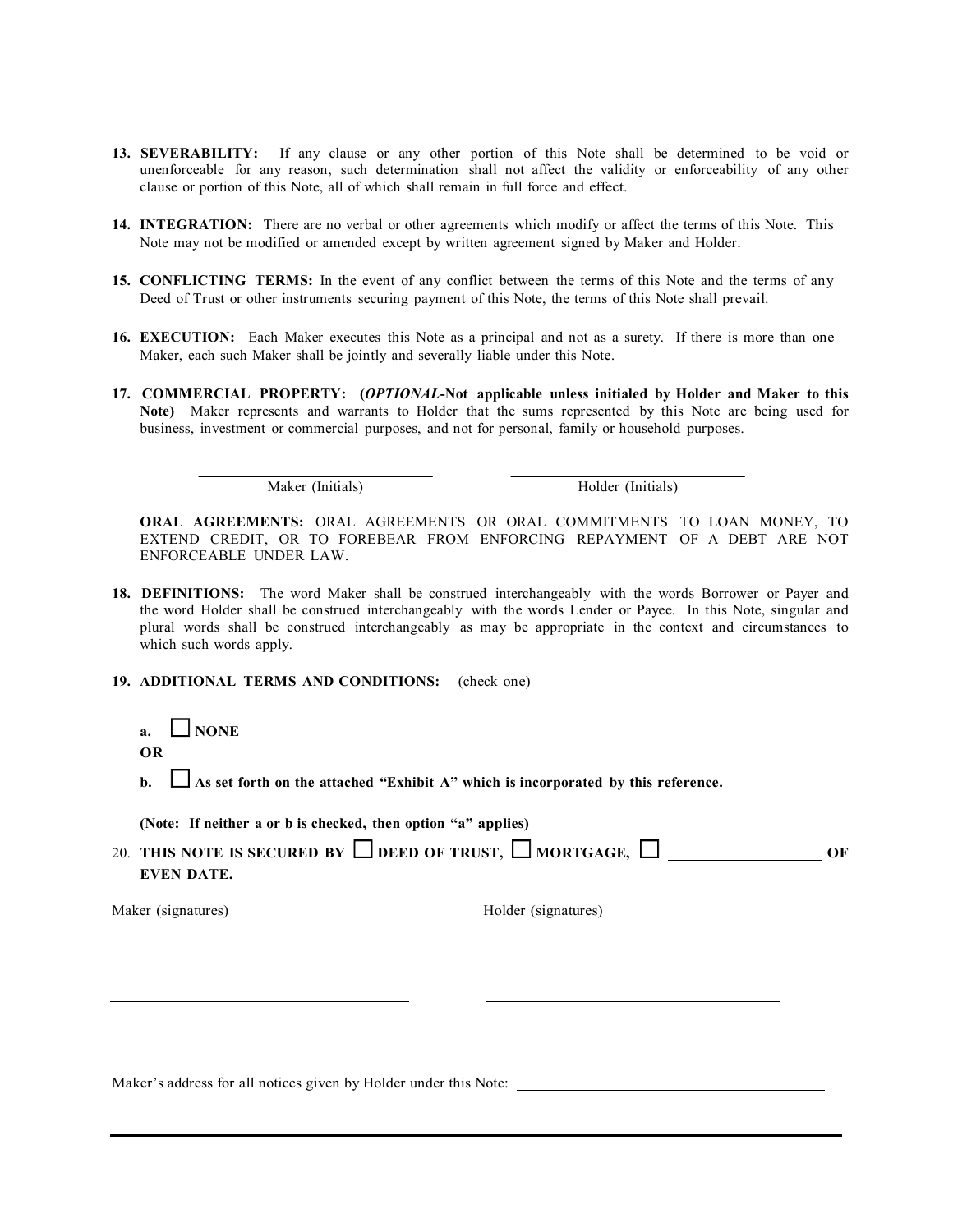13. **SEVERABILITY:** If any clause or any other portion of this Note shall be determined to be void or unenforceable for any reason, such determination shall not affect the validity or enforceability of any other clause or portion of this Note, all of which shall remain in full force and effect.

14. **INTEGRATION:** There are no verbal or other agreements which modify or affect the terms of this Note. This Note may not be modified or amended except by written agreement signed by Maker and Holder.

15. **CONFLICTING TERMS:** In the event of any conflict between the terms of this Note and the terms of any Deed of Trust or other instruments securing payment of this Note, the terms of this Note shall prevail.

16. **EXECUTION:** Each Maker executes this Note as a principal and not as a surety. If there is more than one Maker, each such Maker shall be jointly and severally liable under this Note.

17. **COMMERCIAL PROPERTY: (*OPTIONAL*-Not applicable unless initialed by Holder and Maker to this Note)** Maker represents and warrants to Holder that the sums represented by this Note are being used for business, investment or commercial purposes, and not for personal, family or household purposes.

    ______________________________ Maker (Initials)　　　　______________________________ Holder (Initials)

    **ORAL AGREEMENTS:** ORAL AGREEMENTS OR ORAL COMMITMENTS TO LOAN MONEY, TO EXTEND CREDIT, OR TO FOREBEAR FROM ENFORCING REPAYMENT OF A DEBT ARE NOT ENFORCEABLE UNDER LAW.

18. **DEFINITIONS:** The word Maker shall be construed interchangeably with the words Borrower or Payer and the word Holder shall be construed interchangeably with the words Lender or Payee. In this Note, singular and plural words shall be construed interchangeably as may be appropriate in the context and circumstances to which such words apply.

19. **ADDITIONAL TERMS AND CONDITIONS:** (check one)

    **a.** ☐ **NONE**

    **OR**

    **b.** ☐ **As set forth on the attached "Exhibit A" which is incorporated by this reference.**

    **(Note: If neither a or b is checked, then option "a" applies)**

20. **THIS NOTE IS SECURED BY ☐ DEED OF TRUST, ☐ MORTGAGE, ☐ ____________________ OF EVEN DATE.**

Maker (signatures)　　　　　　　　　　Holder (signatures)

______________________________　　______________________________

______________________________　　______________________________

Maker's address for all notices given by Holder under this Note: ________________________________________

________________________________________________________________________________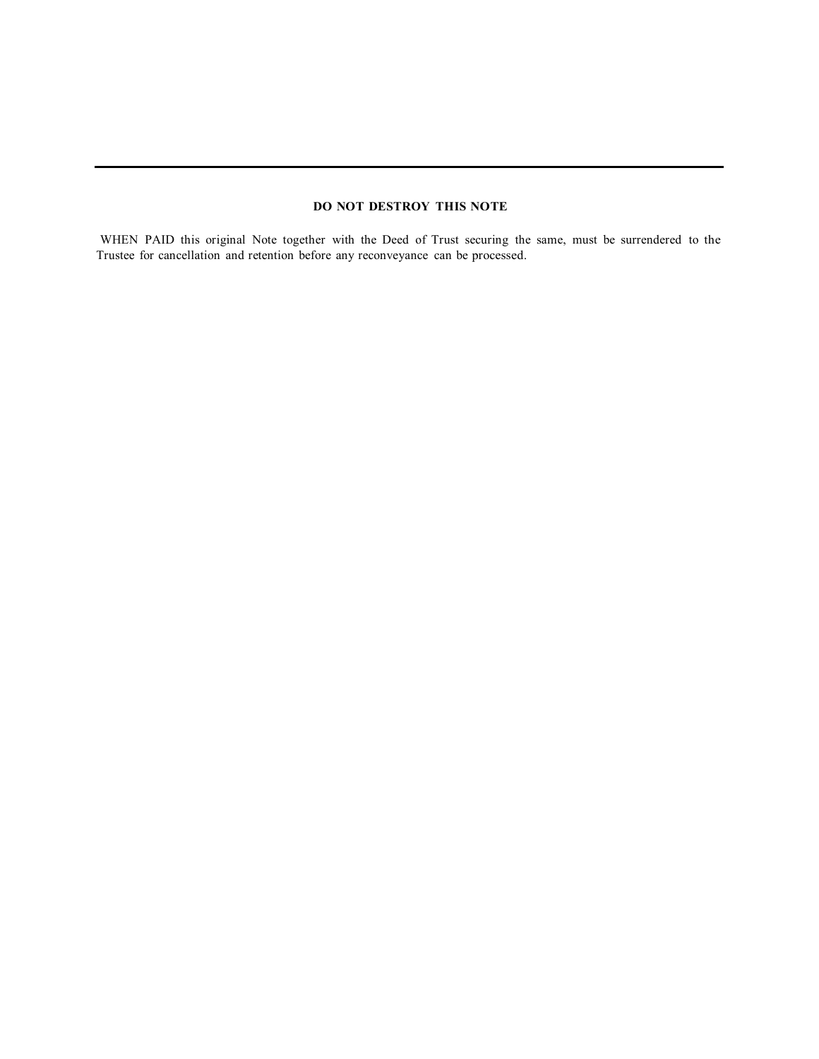---

**DO NOT DESTROY THIS NOTE**

WHEN PAID this original Note together with the Deed of Trust securing the same, must be surrendered to the Trustee for cancellation and retention before any reconveyance can be processed.